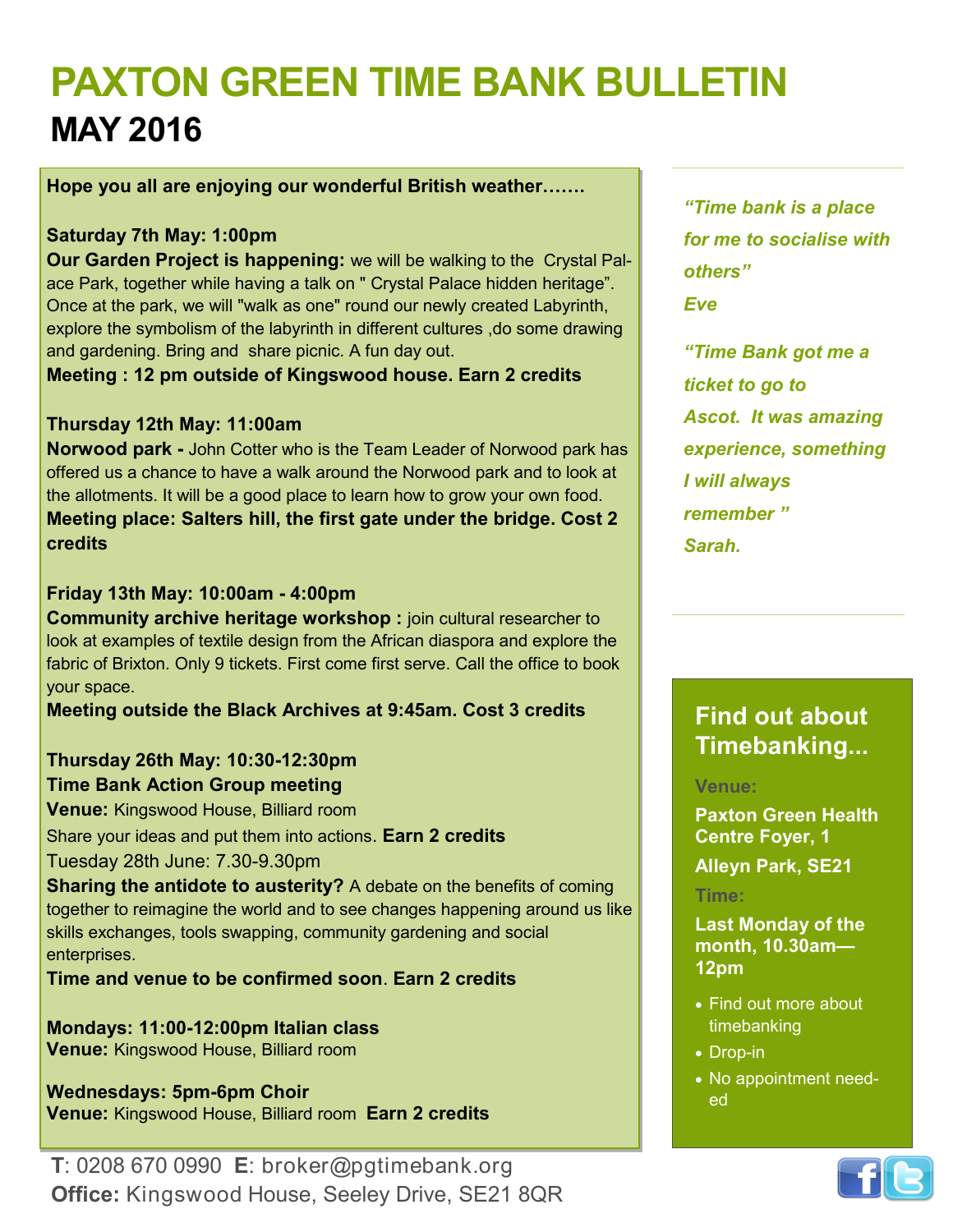# PAXTON GREEN TIME BANK BULLETIN

## MAY 2016

**Hope you all are enjoying our wonderful British weather…….**

**Saturday 7th May: 1:00pm**

**Our Garden Project is happening:** we will be walking to the Crystal Palace Park, together while having a talk on " Crystal Palace hidden heritage". Once at the park, we will "walk as one" round our newly created Labyrinth, explore the symbolism of the labyrinth in different cultures ,do some drawing and gardening. Bring and share picnic. A fun day out.

**Meeting : 12 pm outside of Kingswood house. Earn 2 credits**

**Thursday 12th May: 11:00am**

**Norwood park -** John Cotter who is the Team Leader of Norwood park has offered us a chance to have a walk around the Norwood park and to look at the allotments. It will be a good place to learn how to grow your own food.

**Meeting place: Salters hill, the first gate under the bridge. Cost 2 credits**

**Friday 13th May: 10:00am - 4:00pm**

**Community archive heritage workshop :** join cultural researcher to look at examples of textile design from the African diaspora and explore the fabric of Brixton. Only 9 tickets. First come first serve. Call the office to book your space.

**Meeting outside the Black Archives at 9:45am. Cost 3 credits**

**Thursday 26th May: 10:30-12:30pm**

**Time Bank Action Group meeting**

**Venue:** Kingswood House, Billiard room

Share your ideas and put them into actions. **Earn 2 credits**

Tuesday 28th June: 7.30-9.30pm

**Sharing the antidote to austerity?** A debate on the benefits of coming together to reimagine the world and to see changes happening around us like skills exchanges, tools swapping, community gardening and social enterprises.

**Time and venue to be confirmed soon**. **Earn 2 credits**

**Mondays: 11:00-12:00pm Italian class**
**Venue:** Kingswood House, Billiard room

**Wednesdays: 5pm-6pm Choir**
**Venue:** Kingswood House, Billiard room **Earn 2 credits**

**T**: 0208 670 0990 **E**: broker@pgtimebank.org
**Office:** Kingswood House, Seeley Drive, SE21 8QR

*"Time bank is a place for me to socialise with others"*
*Eve*

*"Time Bank got me a ticket to go to Ascot. It was amazing experience, something I will always remember "*
*Sarah.*

### Find out about Timebanking...

**Venue:**

**Paxton Green Health Centre Foyer, 1**

**Alleyn Park, SE21**

**Time:**

**Last Monday of the month, 10.30am—12pm**

- Find out more about timebanking
- Drop-in
- No appointment needed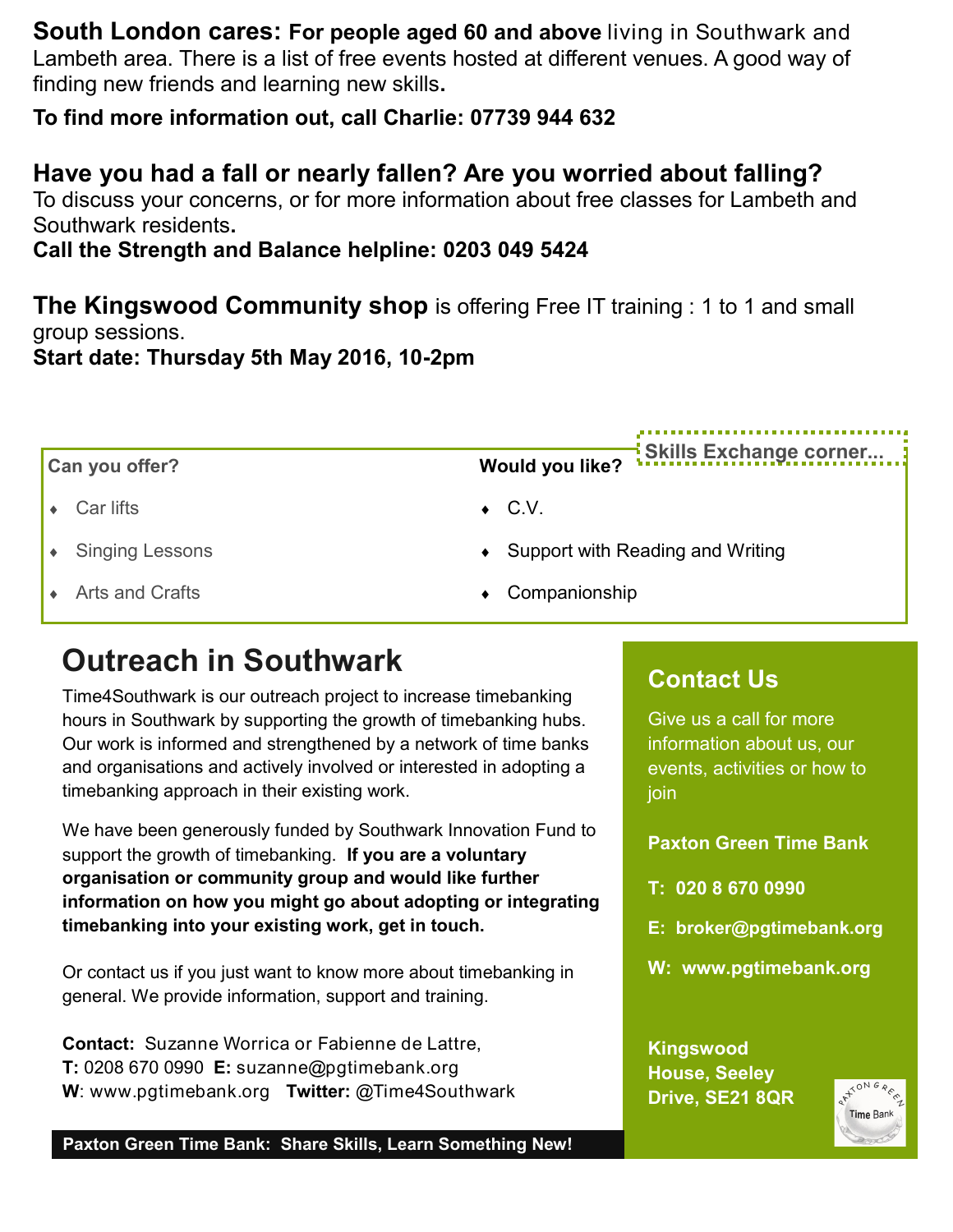**South London cares:** **For people aged 60 and above** living in Southwark and Lambeth area. There is a list of free events hosted at different venues. A good way of finding new friends and learning new skills.

**To find more information out, call Charlie: 07739 944 632**

## Have you had a fall or nearly fallen? Are you worried about falling?

To discuss your concerns, or for more information about free classes for Lambeth and Southwark residents.

**Call the Strength and Balance helpline: 0203 049 5424**

**The Kingswood Community shop** is offering Free IT training : 1 to 1 and small group sessions.

**Start date: Thursday 5th May 2016, 10-2pm**

### Skills Exchange corner...

| Can you offer? | Would you like? |
|---|---|
| Car lifts | C.V. |
| Singing Lessons | Support with Reading and Writing |
| Arts and Crafts | Companionship |

## Outreach in Southwark

Time4Southwark is our outreach project to increase timebanking hours in Southwark by supporting the growth of timebanking hubs. Our work is informed and strengthened by a network of time banks and organisations and actively involved or interested in adopting a timebanking approach in their existing work.

We have been generously funded by Southwark Innovation Fund to support the growth of timebanking. **If you are a voluntary organisation or community group and would like further information on how you might go about adopting or integrating timebanking into your existing work, get in touch.**

Or contact us if you just want to know more about timebanking in general. We provide information, support and training.

**Contact:** Suzanne Worrica or Fabienne de Lattre,
**T:** 0208 670 0990 **E:** suzanne@pgtimebank.org
**W**: www.pgtimebank.org **Twitter:** @Time4Southwark

**Paxton Green Time Bank: Share Skills, Learn Something New!**

## Contact Us

Give us a call for more information about us, our events, activities or how to join

**Paxton Green Time Bank**

**T: 020 8 670 0990**

**E: broker@pgtimebank.org**

**W: www.pgtimebank.org**

**Kingswood House, Seeley Drive, SE21 8QR**